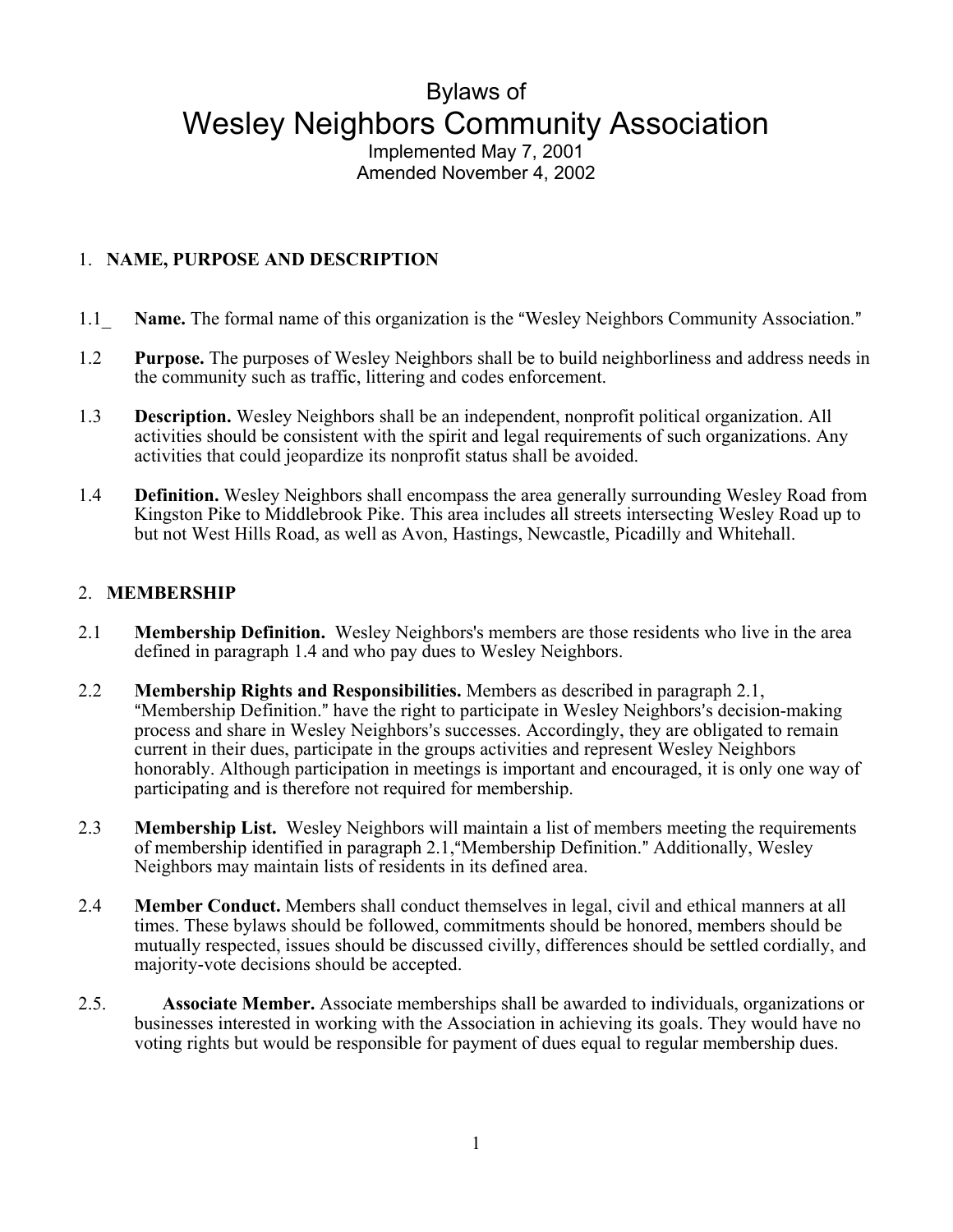# Bylaws of

# Wesley Neighbors Community Association

Implemented May 7, 2001
Amended November 4, 2002

## 1. NAME, PURPOSE AND DESCRIPTION

1.1_ **Name.** The formal name of this organization is the "Wesley Neighbors Community Association."

1.2 **Purpose.** The purposes of Wesley Neighbors shall be to build neighborliness and address needs in the community such as traffic, littering and codes enforcement.

1.3 **Description.** Wesley Neighbors shall be an independent, nonprofit political organization. All activities should be consistent with the spirit and legal requirements of such organizations. Any activities that could jeopardize its nonprofit status shall be avoided.

1.4 **Definition.** Wesley Neighbors shall encompass the area generally surrounding Wesley Road from Kingston Pike to Middlebrook Pike. This area includes all streets intersecting Wesley Road up to but not West Hills Road, as well as Avon, Hastings, Newcastle, Picadilly and Whitehall.

## 2. MEMBERSHIP

2.1 **Membership Definition.** Wesley Neighbors's members are those residents who live in the area defined in paragraph 1.4 and who pay dues to Wesley Neighbors.

2.2 **Membership Rights and Responsibilities.** Members as described in paragraph 2.1, "Membership Definition." have the right to participate in Wesley Neighbors's decision-making process and share in Wesley Neighbors's successes. Accordingly, they are obligated to remain current in their dues, participate in the groups activities and represent Wesley Neighbors honorably. Although participation in meetings is important and encouraged, it is only one way of participating and is therefore not required for membership.

2.3 **Membership List.** Wesley Neighbors will maintain a list of members meeting the requirements of membership identified in paragraph 2.1,"Membership Definition." Additionally, Wesley Neighbors may maintain lists of residents in its defined area.

2.4 **Member Conduct.** Members shall conduct themselves in legal, civil and ethical manners at all times. These bylaws should be followed, commitments should be honored, members should be mutually respected, issues should be discussed civilly, differences should be settled cordially, and majority-vote decisions should be accepted.

2.5. **Associate Member.** Associate memberships shall be awarded to individuals, organizations or businesses interested in working with the Association in achieving its goals. They would have no voting rights but would be responsible for payment of dues equal to regular membership dues.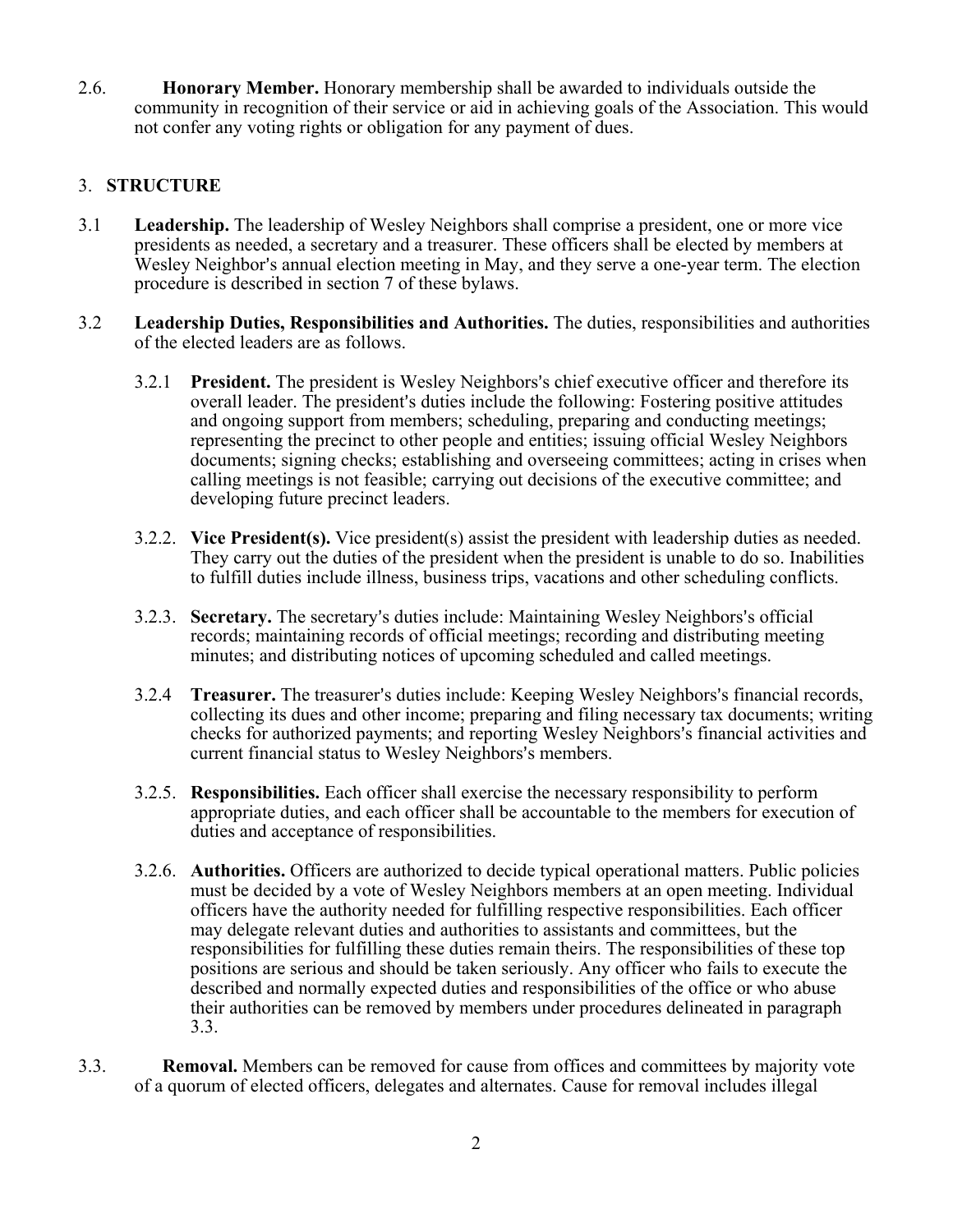2.6. **Honorary Member.** Honorary membership shall be awarded to individuals outside the community in recognition of their service or aid in achieving goals of the Association. This would not confer any voting rights or obligation for any payment of dues.

## 3. STRUCTURE

3.1 **Leadership.** The leadership of Wesley Neighbors shall comprise a president, one or more vice presidents as needed, a secretary and a treasurer. These officers shall be elected by members at Wesley Neighbor's annual election meeting in May, and they serve a one-year term. The election procedure is described in section 7 of these bylaws.

3.2 **Leadership Duties, Responsibilities and Authorities.** The duties, responsibilities and authorities of the elected leaders are as follows.

3.2.1 **President.** The president is Wesley Neighbors's chief executive officer and therefore its overall leader. The president's duties include the following: Fostering positive attitudes and ongoing support from members; scheduling, preparing and conducting meetings; representing the precinct to other people and entities; issuing official Wesley Neighbors documents; signing checks; establishing and overseeing committees; acting in crises when calling meetings is not feasible; carrying out decisions of the executive committee; and developing future precinct leaders.

3.2.2. **Vice President(s).** Vice president(s) assist the president with leadership duties as needed. They carry out the duties of the president when the president is unable to do so. Inabilities to fulfill duties include illness, business trips, vacations and other scheduling conflicts.

3.2.3. **Secretary.** The secretary's duties include: Maintaining Wesley Neighbors's official records; maintaining records of official meetings; recording and distributing meeting minutes; and distributing notices of upcoming scheduled and called meetings.

3.2.4 **Treasurer.** The treasurer's duties include: Keeping Wesley Neighbors's financial records, collecting its dues and other income; preparing and filing necessary tax documents; writing checks for authorized payments; and reporting Wesley Neighbors's financial activities and current financial status to Wesley Neighbors's members.

3.2.5. **Responsibilities.** Each officer shall exercise the necessary responsibility to perform appropriate duties, and each officer shall be accountable to the members for execution of duties and acceptance of responsibilities.

3.2.6. **Authorities.** Officers are authorized to decide typical operational matters. Public policies must be decided by a vote of Wesley Neighbors members at an open meeting. Individual officers have the authority needed for fulfilling respective responsibilities. Each officer may delegate relevant duties and authorities to assistants and committees, but the responsibilities for fulfilling these duties remain theirs. The responsibilities of these top positions are serious and should be taken seriously. Any officer who fails to execute the described and normally expected duties and responsibilities of the office or who abuse their authorities can be removed by members under procedures delineated in paragraph 3.3.

3.3. **Removal.** Members can be removed for cause from offices and committees by majority vote of a quorum of elected officers, delegates and alternates. Cause for removal includes illegal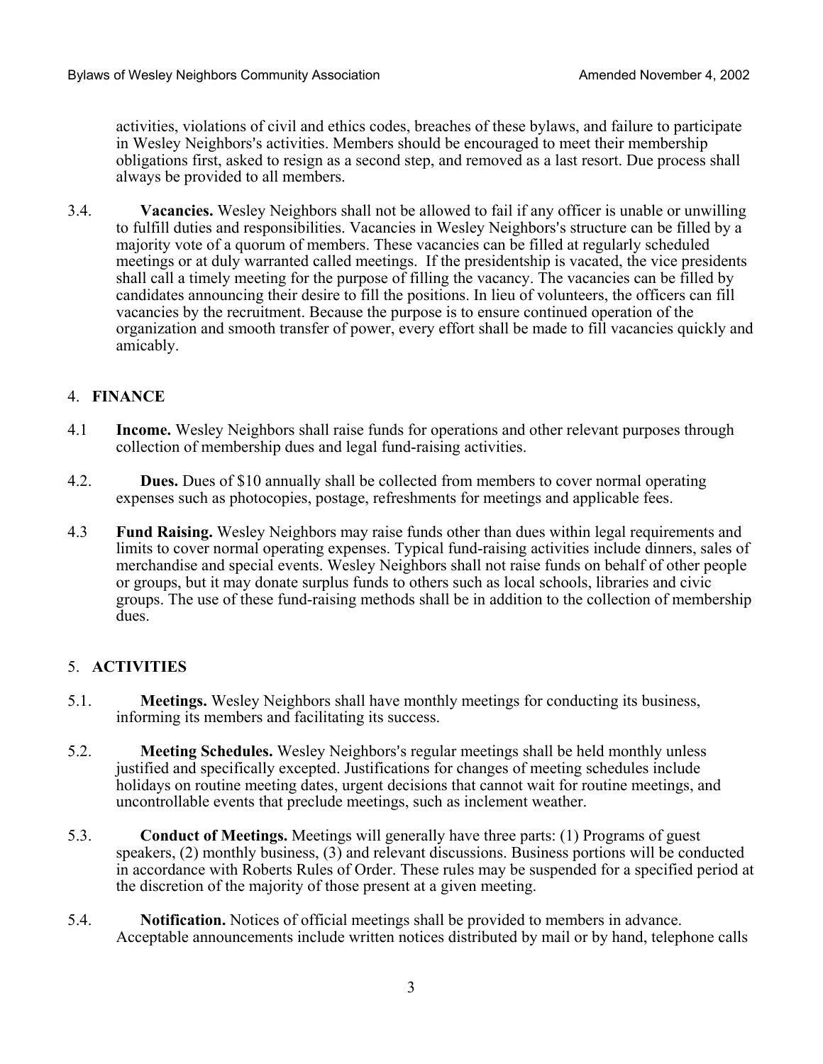activities, violations of civil and ethics codes, breaches of these bylaws, and failure to participate in Wesley Neighbors's activities. Members should be encouraged to meet their membership obligations first, asked to resign as a second step, and removed as a last resort. Due process shall always be provided to all members.

3.4. **Vacancies.** Wesley Neighbors shall not be allowed to fail if any officer is unable or unwilling to fulfill duties and responsibilities. Vacancies in Wesley Neighbors's structure can be filled by a majority vote of a quorum of members. These vacancies can be filled at regularly scheduled meetings or at duly warranted called meetings. If the presidentship is vacated, the vice presidents shall call a timely meeting for the purpose of filling the vacancy. The vacancies can be filled by candidates announcing their desire to fill the positions. In lieu of volunteers, the officers can fill vacancies by the recruitment. Because the purpose is to ensure continued operation of the organization and smooth transfer of power, every effort shall be made to fill vacancies quickly and amicably.

## 4. FINANCE

4.1 **Income.** Wesley Neighbors shall raise funds for operations and other relevant purposes through collection of membership dues and legal fund-raising activities.

4.2. **Dues.** Dues of $10 annually shall be collected from members to cover normal operating expenses such as photocopies, postage, refreshments for meetings and applicable fees.

4.3 **Fund Raising.** Wesley Neighbors may raise funds other than dues within legal requirements and limits to cover normal operating expenses. Typical fund-raising activities include dinners, sales of merchandise and special events. Wesley Neighbors shall not raise funds on behalf of other people or groups, but it may donate surplus funds to others such as local schools, libraries and civic groups. The use of these fund-raising methods shall be in addition to the collection of membership dues.

## 5. ACTIVITIES

5.1. **Meetings.** Wesley Neighbors shall have monthly meetings for conducting its business, informing its members and facilitating its success.

5.2. **Meeting Schedules.** Wesley Neighbors's regular meetings shall be held monthly unless justified and specifically excepted. Justifications for changes of meeting schedules include holidays on routine meeting dates, urgent decisions that cannot wait for routine meetings, and uncontrollable events that preclude meetings, such as inclement weather.

5.3. **Conduct of Meetings.** Meetings will generally have three parts: (1) Programs of guest speakers, (2) monthly business, (3) and relevant discussions. Business portions will be conducted in accordance with Roberts Rules of Order. These rules may be suspended for a specified period at the discretion of the majority of those present at a given meeting.

5.4. **Notification.** Notices of official meetings shall be provided to members in advance. Acceptable announcements include written notices distributed by mail or by hand, telephone calls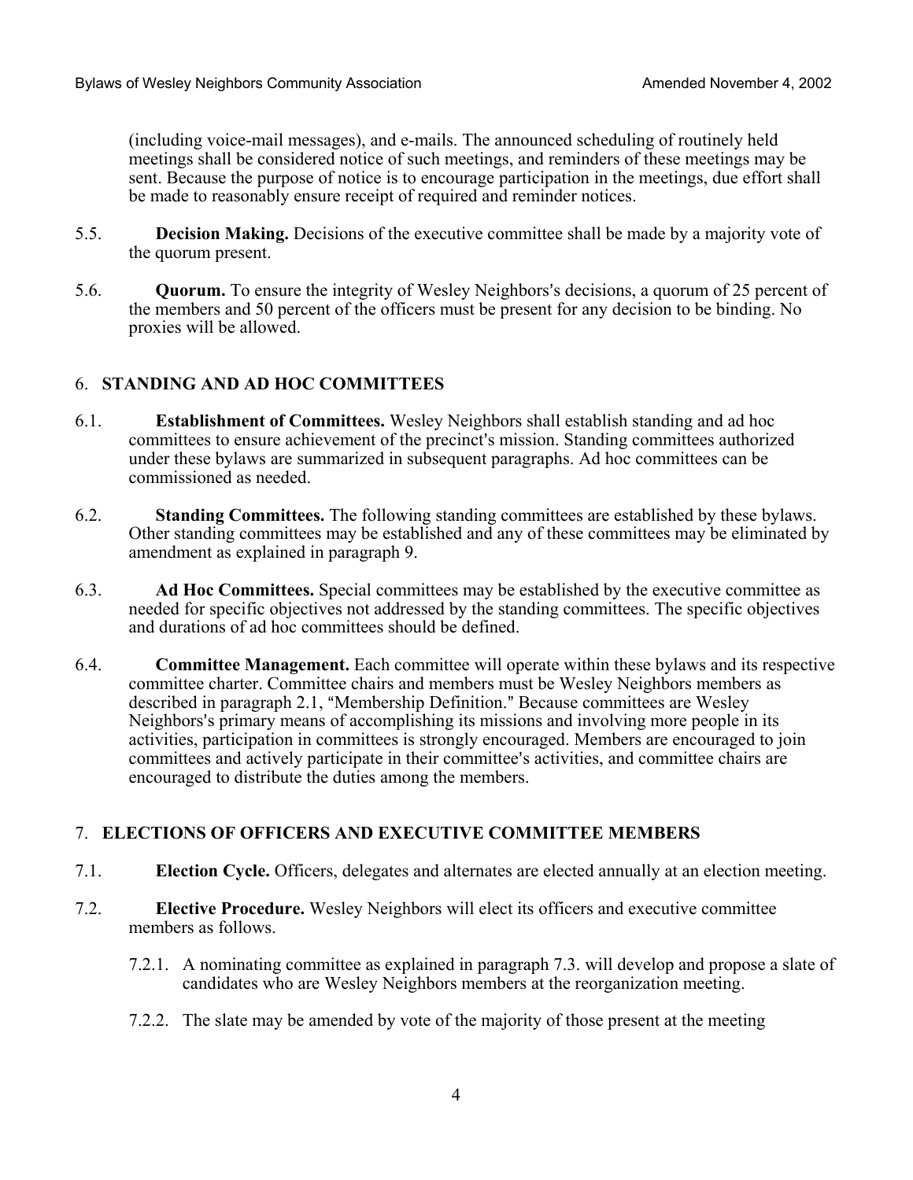(including voice-mail messages), and e-mails. The announced scheduling of routinely held meetings shall be considered notice of such meetings, and reminders of these meetings may be sent. Because the purpose of notice is to encourage participation in the meetings, due effort shall be made to reasonably ensure receipt of required and reminder notices.

5.5. **Decision Making.** Decisions of the executive committee shall be made by a majority vote of the quorum present.

5.6. **Quorum.** To ensure the integrity of Wesley Neighbors's decisions, a quorum of 25 percent of the members and 50 percent of the officers must be present for any decision to be binding. No proxies will be allowed.

## 6. STANDING AND AD HOC COMMITTEES

6.1. **Establishment of Committees.** Wesley Neighbors shall establish standing and ad hoc committees to ensure achievement of the precinct's mission. Standing committees authorized under these bylaws are summarized in subsequent paragraphs. Ad hoc committees can be commissioned as needed.

6.2. **Standing Committees.** The following standing committees are established by these bylaws. Other standing committees may be established and any of these committees may be eliminated by amendment as explained in paragraph 9.

6.3. **Ad Hoc Committees.** Special committees may be established by the executive committee as needed for specific objectives not addressed by the standing committees. The specific objectives and durations of ad hoc committees should be defined.

6.4. **Committee Management.** Each committee will operate within these bylaws and its respective committee charter. Committee chairs and members must be Wesley Neighbors members as described in paragraph 2.1, "Membership Definition." Because committees are Wesley Neighbors's primary means of accomplishing its missions and involving more people in its activities, participation in committees is strongly encouraged. Members are encouraged to join committees and actively participate in their committee's activities, and committee chairs are encouraged to distribute the duties among the members.

## 7. ELECTIONS OF OFFICERS AND EXECUTIVE COMMITTEE MEMBERS

7.1. **Election Cycle.** Officers, delegates and alternates are elected annually at an election meeting.

7.2. **Elective Procedure.** Wesley Neighbors will elect its officers and executive committee members as follows.

7.2.1. A nominating committee as explained in paragraph 7.3. will develop and propose a slate of candidates who are Wesley Neighbors members at the reorganization meeting.

7.2.2. The slate may be amended by vote of the majority of those present at the meeting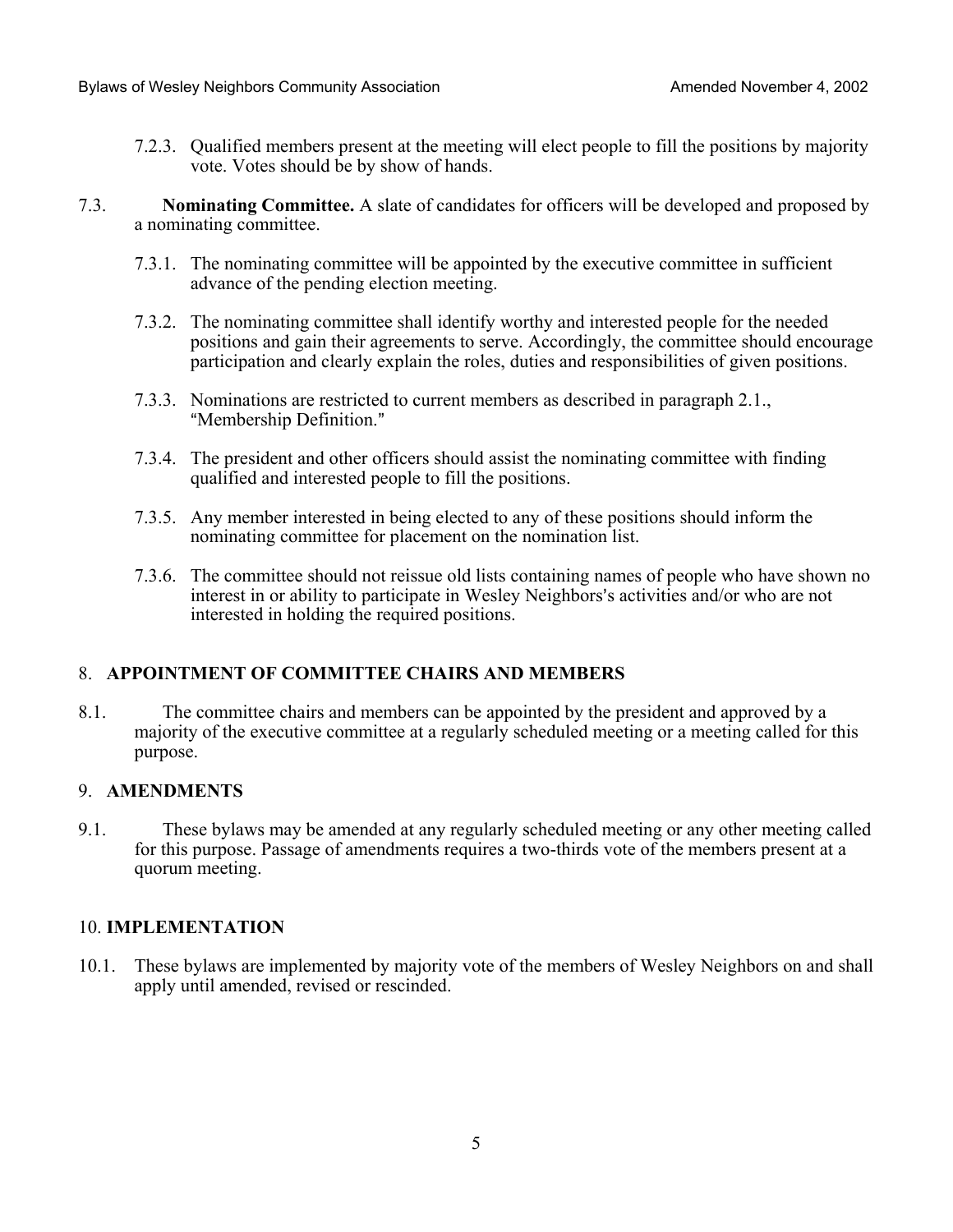7.2.3. Qualified members present at the meeting will elect people to fill the positions by majority vote. Votes should be by show of hands.

7.3. **Nominating Committee.** A slate of candidates for officers will be developed and proposed by a nominating committee.

7.3.1. The nominating committee will be appointed by the executive committee in sufficient advance of the pending election meeting.

7.3.2. The nominating committee shall identify worthy and interested people for the needed positions and gain their agreements to serve. Accordingly, the committee should encourage participation and clearly explain the roles, duties and responsibilities of given positions.

7.3.3. Nominations are restricted to current members as described in paragraph 2.1., "Membership Definition."

7.3.4. The president and other officers should assist the nominating committee with finding qualified and interested people to fill the positions.

7.3.5. Any member interested in being elected to any of these positions should inform the nominating committee for placement on the nomination list.

7.3.6. The committee should not reissue old lists containing names of people who have shown no interest in or ability to participate in Wesley Neighbors's activities and/or who are not interested in holding the required positions.

## 8. APPOINTMENT OF COMMITTEE CHAIRS AND MEMBERS

8.1. The committee chairs and members can be appointed by the president and approved by a majority of the executive committee at a regularly scheduled meeting or a meeting called for this purpose.

## 9. AMENDMENTS

9.1. These bylaws may be amended at any regularly scheduled meeting or any other meeting called for this purpose. Passage of amendments requires a two-thirds vote of the members present at a quorum meeting.

## 10. IMPLEMENTATION

10.1. These bylaws are implemented by majority vote of the members of Wesley Neighbors on and shall apply until amended, revised or rescinded.